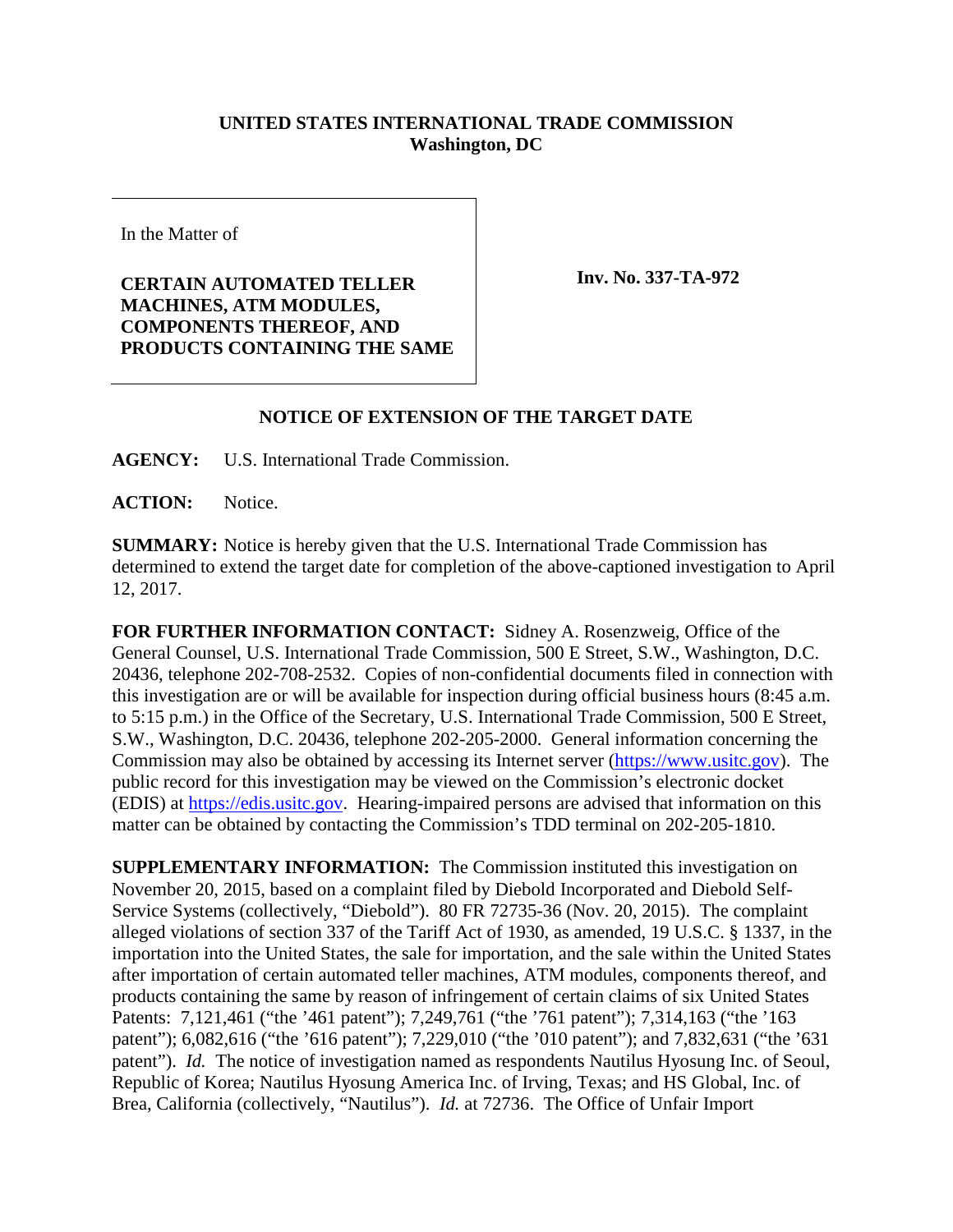**UNITED STATES INTERNATIONAL TRADE COMMISSION**
**Washington, DC**

In the Matter of

**CERTAIN AUTOMATED TELLER MACHINES, ATM MODULES, COMPONENTS THEREOF, AND PRODUCTS CONTAINING THE SAME**

**Inv. No. 337-TA-972**

**NOTICE OF EXTENSION OF THE TARGET DATE**

**AGENCY:** U.S. International Trade Commission.

**ACTION:** Notice.

**SUMMARY:** Notice is hereby given that the U.S. International Trade Commission has determined to extend the target date for completion of the above-captioned investigation to April 12, 2017.

**FOR FURTHER INFORMATION CONTACT:** Sidney A. Rosenzweig, Office of the General Counsel, U.S. International Trade Commission, 500 E Street, S.W., Washington, D.C. 20436, telephone 202-708-2532. Copies of non-confidential documents filed in connection with this investigation are or will be available for inspection during official business hours (8:45 a.m. to 5:15 p.m.) in the Office of the Secretary, U.S. International Trade Commission, 500 E Street, S.W., Washington, D.C. 20436, telephone 202-205-2000. General information concerning the Commission may also be obtained by accessing its Internet server (https://www.usitc.gov). The public record for this investigation may be viewed on the Commission's electronic docket (EDIS) at https://edis.usitc.gov. Hearing-impaired persons are advised that information on this matter can be obtained by contacting the Commission's TDD terminal on 202-205-1810.

**SUPPLEMENTARY INFORMATION:** The Commission instituted this investigation on November 20, 2015, based on a complaint filed by Diebold Incorporated and Diebold Self-Service Systems (collectively, "Diebold"). 80 FR 72735-36 (Nov. 20, 2015). The complaint alleged violations of section 337 of the Tariff Act of 1930, as amended, 19 U.S.C. § 1337, in the importation into the United States, the sale for importation, and the sale within the United States after importation of certain automated teller machines, ATM modules, components thereof, and products containing the same by reason of infringement of certain claims of six United States Patents: 7,121,461 ("the '461 patent"); 7,249,761 ("the '761 patent"); 7,314,163 ("the '163 patent"); 6,082,616 ("the '616 patent"); 7,229,010 ("the '010 patent"); and 7,832,631 ("the '631 patent"). *Id.* The notice of investigation named as respondents Nautilus Hyosung Inc. of Seoul, Republic of Korea; Nautilus Hyosung America Inc. of Irving, Texas; and HS Global, Inc. of Brea, California (collectively, "Nautilus"). *Id.* at 72736. The Office of Unfair Import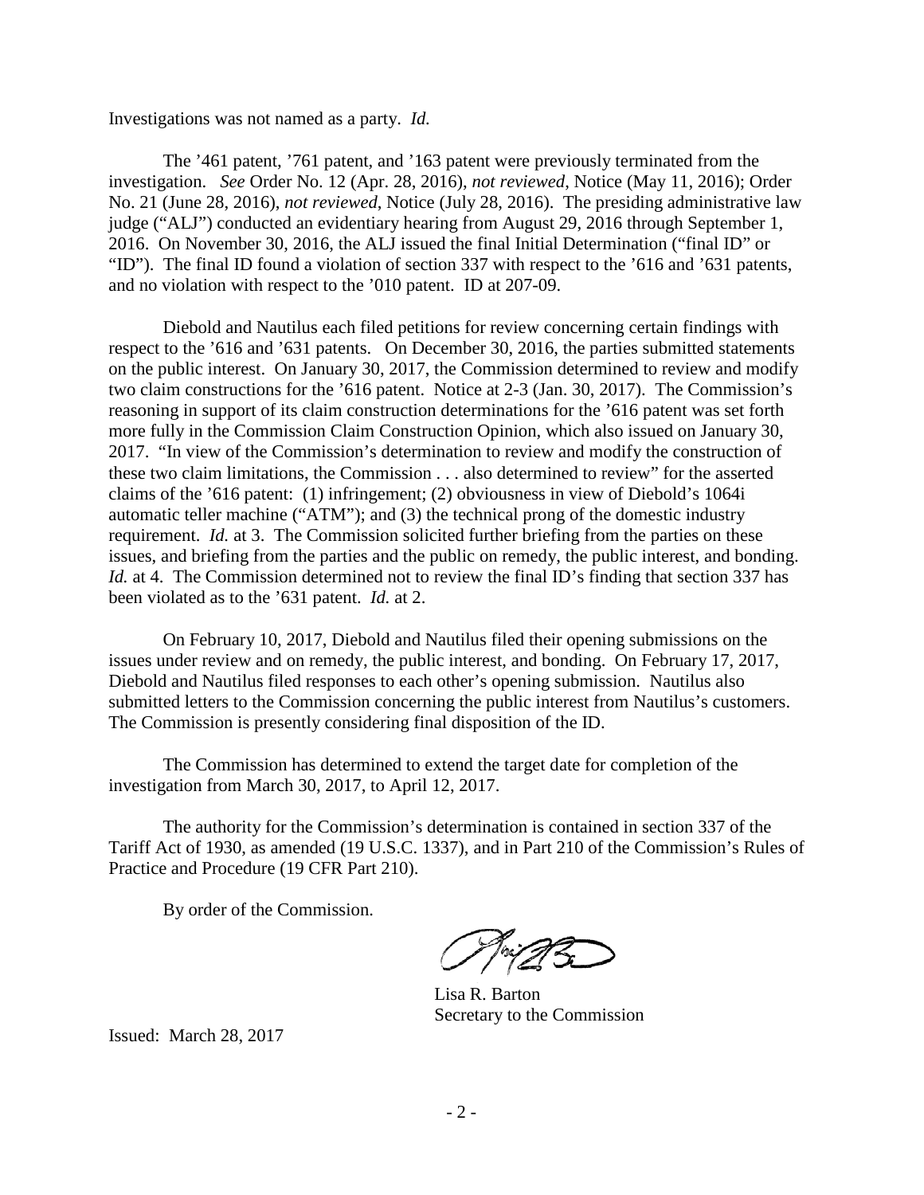Investigations was not named as a party. *Id.*

The '461 patent, '761 patent, and '163 patent were previously terminated from the investigation. *See* Order No. 12 (Apr. 28, 2016), *not reviewed*, Notice (May 11, 2016); Order No. 21 (June 28, 2016), *not reviewed*, Notice (July 28, 2016). The presiding administrative law judge ("ALJ") conducted an evidentiary hearing from August 29, 2016 through September 1, 2016. On November 30, 2016, the ALJ issued the final Initial Determination ("final ID" or "ID"). The final ID found a violation of section 337 with respect to the '616 and '631 patents, and no violation with respect to the '010 patent. ID at 207-09.

Diebold and Nautilus each filed petitions for review concerning certain findings with respect to the '616 and '631 patents. On December 30, 2016, the parties submitted statements on the public interest. On January 30, 2017, the Commission determined to review and modify two claim constructions for the '616 patent. Notice at 2-3 (Jan. 30, 2017). The Commission's reasoning in support of its claim construction determinations for the '616 patent was set forth more fully in the Commission Claim Construction Opinion, which also issued on January 30, 2017. "In view of the Commission's determination to review and modify the construction of these two claim limitations, the Commission . . . also determined to review" for the asserted claims of the '616 patent: (1) infringement; (2) obviousness in view of Diebold's 1064i automatic teller machine ("ATM"); and (3) the technical prong of the domestic industry requirement. *Id.* at 3. The Commission solicited further briefing from the parties on these issues, and briefing from the parties and the public on remedy, the public interest, and bonding. *Id.* at 4. The Commission determined not to review the final ID's finding that section 337 has been violated as to the '631 patent. *Id.* at 2.

On February 10, 2017, Diebold and Nautilus filed their opening submissions on the issues under review and on remedy, the public interest, and bonding. On February 17, 2017, Diebold and Nautilus filed responses to each other's opening submission. Nautilus also submitted letters to the Commission concerning the public interest from Nautilus's customers. The Commission is presently considering final disposition of the ID.

The Commission has determined to extend the target date for completion of the investigation from March 30, 2017, to April 12, 2017.

The authority for the Commission's determination is contained in section 337 of the Tariff Act of 1930, as amended (19 U.S.C. 1337), and in Part 210 of the Commission's Rules of Practice and Procedure (19 CFR Part 210).

By order of the Commission.

Lisa R. Barton
Secretary to the Commission

Issued: March 28, 2017